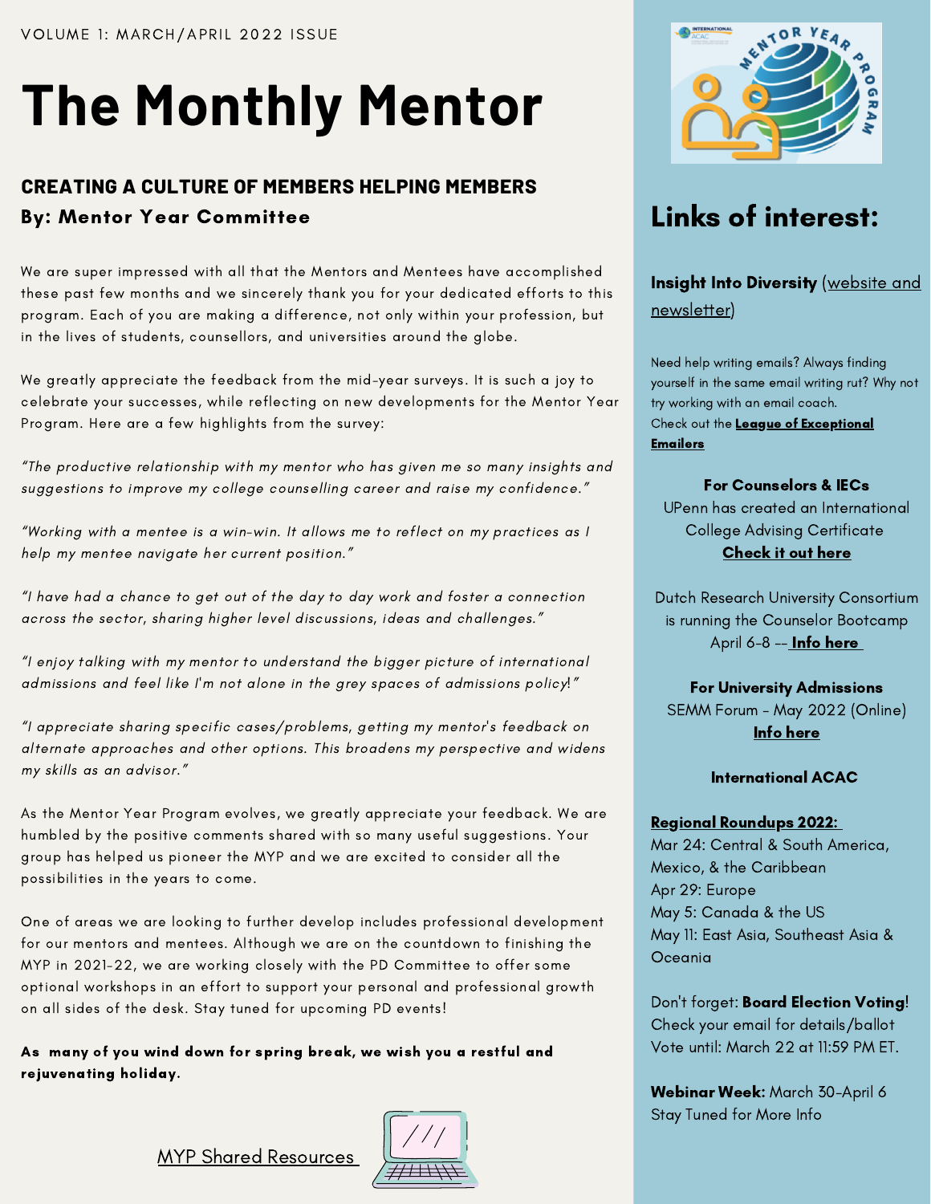VOLUME 1: MARCH/APRIL 2022 ISSUE

# The Monthly Mentor

## CREATING A CULTURE OF MEMBERS HELPING MEMBERS

**By: Mentor Year Committee**

We are super impressed with all that the Mentors and Mentees have accomplished these past few months and we sincerely thank you for your dedicated efforts to this program. Each of you are making a difference, not only within your profession, but in the lives of students, counsellors, and universities around the globe.

We greatly appreciate the feedback from the mid-year surveys. It is such a joy to celebrate your successes, while reflecting on new developments for the Mentor Year Program. Here are a few highlights from the survey:

*"The productive relationship with my mentor who has given me so many insights and suggestions to improve my college counselling career and raise my confidence."*

*"Working with a mentee is a win-win. It allows me to reflect on my practices as I help my mentee navigate her current position."*

*"I have had a chance to get out of the day to day work and foster a connection across the sector, sharing higher level discussions, ideas and challenges."*

*"I enjoy talking with my mentor to understand the bigger picture of international admissions and feel like I'm not alone in the grey spaces of admissions policy!"*

*"I appreciate sharing specific cases/problems, getting my mentor's feedback on alternate approaches and other options. This broadens my perspective and widens my skills as an advisor."*

As the Mentor Year Program evolves, we greatly appreciate your feedback. We are humbled by the positive comments shared with so many useful suggestions. Your group has helped us pioneer the MYP and we are excited to consider all the possibilities in the years to come.

One of areas we are looking to further develop includes professional development for our mentors and mentees. Although we are on the countdown to finishing the MYP in 2021-22, we are working closely with the PD Committee to offer some optional workshops in an effort to support your personal and professional growth on all sides of the desk. Stay tuned for upcoming PD events!

**As many of you wind down for spring break, we wish you a restful and rejuvenating holiday.**

MYP Shared Resources

## Links of interest:

**Insight Into Diversity** (website and newsletter)

Need help writing emails? Always finding yourself in the same email writing rut? Why not try working with an email coach.
Check out the **League of Exceptional Emailers**

**For Counselors & IECs**
UPenn has created an International College Advising Certificate
**Check it out here**

Dutch Research University Consortium is running the Counselor Bootcamp April 6-8 -- **Info here**

**For University Admissions**
SEMM Forum - May 2022 (Online)
**Info here**

**International ACAC**

**Regional Roundups 2022:**
Mar 24: Central & South America, Mexico, & the Caribbean
Apr 29: Europe
May 5: Canada & the US
May 11: East Asia, Southeast Asia & Oceania

Don't forget: **Board Election Voting**! Check your email for details/ballot
Vote until: March 22 at 11:59 PM ET.

**Webinar Week:** March 30-April 6
Stay Tuned for More Info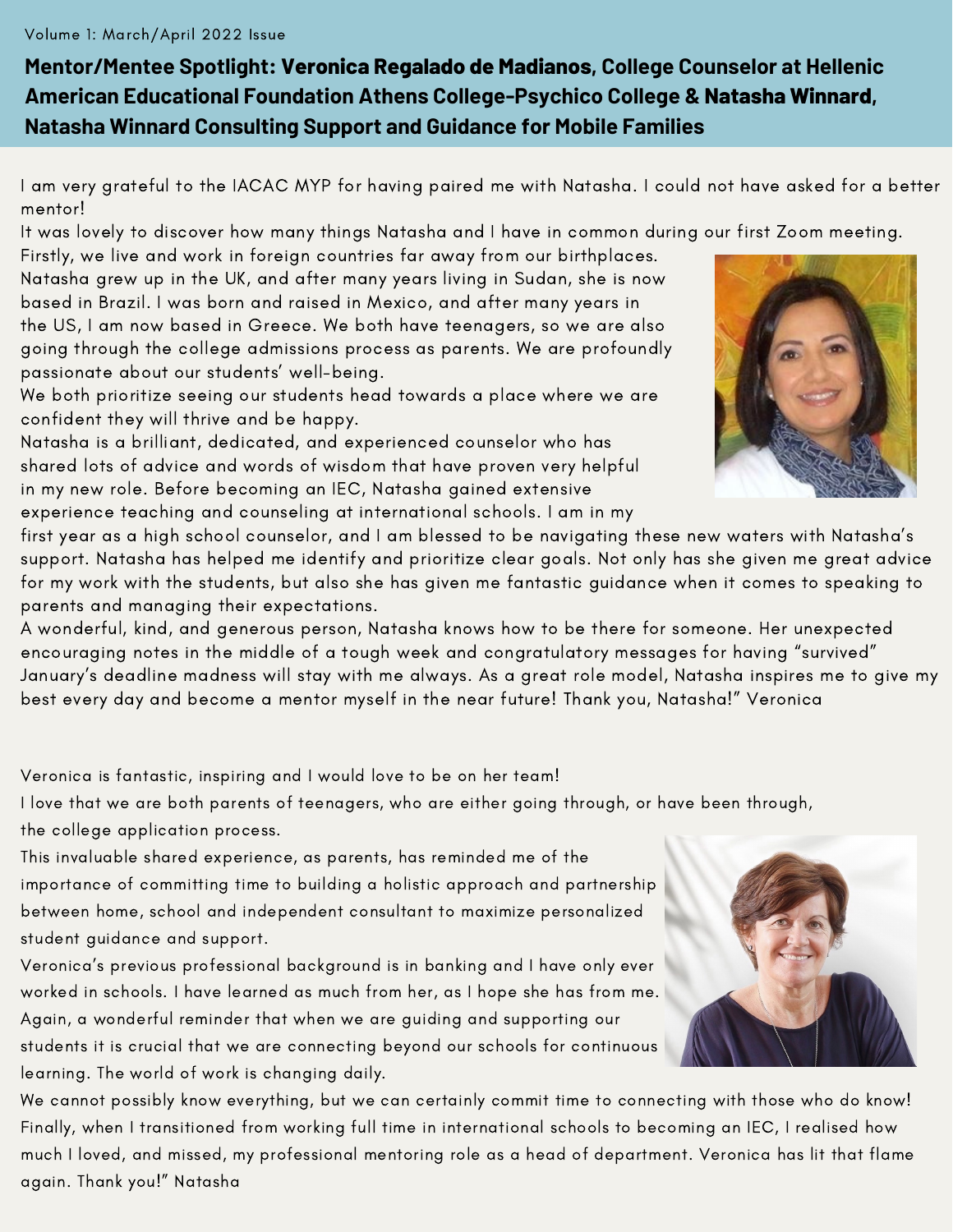Volume 1: March/April 2022 Issue

## Mentor/Mentee Spotlight: **Veronica Regalado de Madianos**, College Counselor at Hellenic American Educational Foundation Athens College-Psychico College & **Natasha Winnard**, Natasha Winnard Consulting Support and Guidance for Mobile Families

I am very grateful to the IACAC MYP for having paired me with Natasha. I could not have asked for a better mentor!

It was lovely to discover how many things Natasha and I have in common during our first Zoom meeting. Firstly, we live and work in foreign countries far away from our birthplaces. Natasha grew up in the UK, and after many years living in Sudan, she is now based in Brazil. I was born and raised in Mexico, and after many years in the US, I am now based in Greece. We both have teenagers, so we are also going through the college admissions process as parents. We are profoundly passionate about our students' well-being.

We both prioritize seeing our students head towards a place where we are confident they will thrive and be happy.

Natasha is a brilliant, dedicated, and experienced counselor who has shared lots of advice and words of wisdom that have proven very helpful in my new role. Before becoming an IEC, Natasha gained extensive experience teaching and counseling at international schools. I am in my first year as a high school counselor, and I am blessed to be navigating these new waters with Natasha's support. Natasha has helped me identify and prioritize clear goals. Not only has she given me great advice for my work with the students, but also she has given me fantastic guidance when it comes to speaking to parents and managing their expectations.

A wonderful, kind, and generous person, Natasha knows how to be there for someone. Her unexpected encouraging notes in the middle of a tough week and congratulatory messages for having "survived" January's deadline madness will stay with me always. As a great role model, Natasha inspires me to give my best every day and become a mentor myself in the near future! Thank you, Natasha!" Veronica

Veronica is fantastic, inspiring and I would love to be on her team!

I love that we are both parents of teenagers, who are either going through, or have been through, the college application process.

This invaluable shared experience, as parents, has reminded me of the importance of committing time to building a holistic approach and partnership between home, school and independent consultant to maximize personalized student guidance and support.

Veronica's previous professional background is in banking and I have only ever worked in schools. I have learned as much from her, as I hope she has from me. Again, a wonderful reminder that when we are guiding and supporting our students it is crucial that we are connecting beyond our schools for continuous learning. The world of work is changing daily.

We cannot possibly know everything, but we can certainly commit time to connecting with those who do know!

Finally, when I transitioned from working full time in international schools to becoming an IEC, I realised how much I loved, and missed, my professional mentoring role as a head of department. Veronica has lit that flame again. Thank you!" Natasha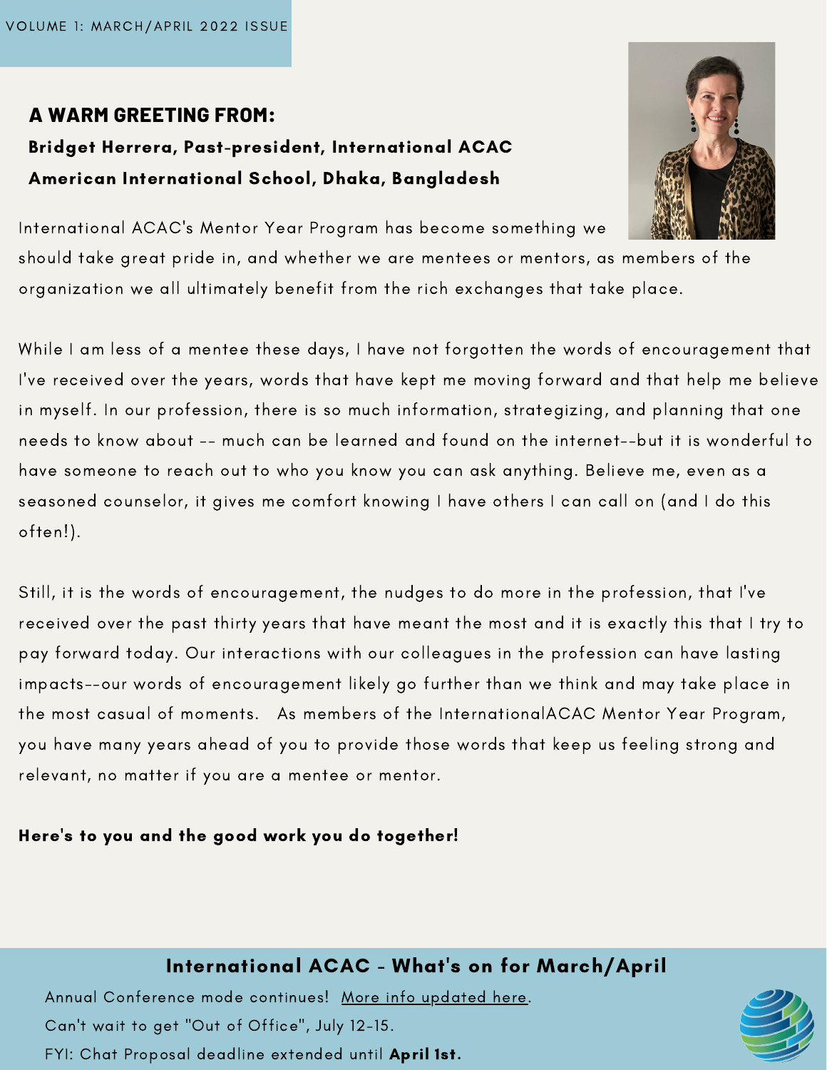## A WARM GREETING FROM:

**Bridget Herrera, Past-president, International ACAC**
**American International School, Dhaka, Bangladesh**

International ACAC's Mentor Year Program has become something we should take great pride in, and whether we are mentees or mentors, as members of the organization we all ultimately benefit from the rich exchanges that take place.

While I am less of a mentee these days, I have not forgotten the words of encouragement that I've received over the years, words that have kept me moving forward and that help me believe in myself. In our profession, there is so much information, strategizing, and planning that one needs to know about -- much can be learned and found on the internet--but it is wonderful to have someone to reach out to who you know you can ask anything. Believe me, even as a seasoned counselor, it gives me comfort knowing I have others I can call on (and I do this often!).

Still, it is the words of encouragement, the nudges to do more in the profession, that I've received over the past thirty years that have meant the most and it is exactly this that I try to pay forward today. Our interactions with our colleagues in the profession can have lasting impacts--our words of encouragement likely go further than we think and may take place in the most casual of moments. As members of the InternationalACAC Mentor Year Program, you have many years ahead of you to provide those words that keep us feeling strong and relevant, no matter if you are a mentee or mentor.

**Here's to you and the good work you do together!**

### International ACAC - What's on for March/April

Annual Conference mode continues! More info updated here.

Can't wait to get "Out of Office", July 12-15.

FYI: Chat Proposal deadline extended until **April 1st.**